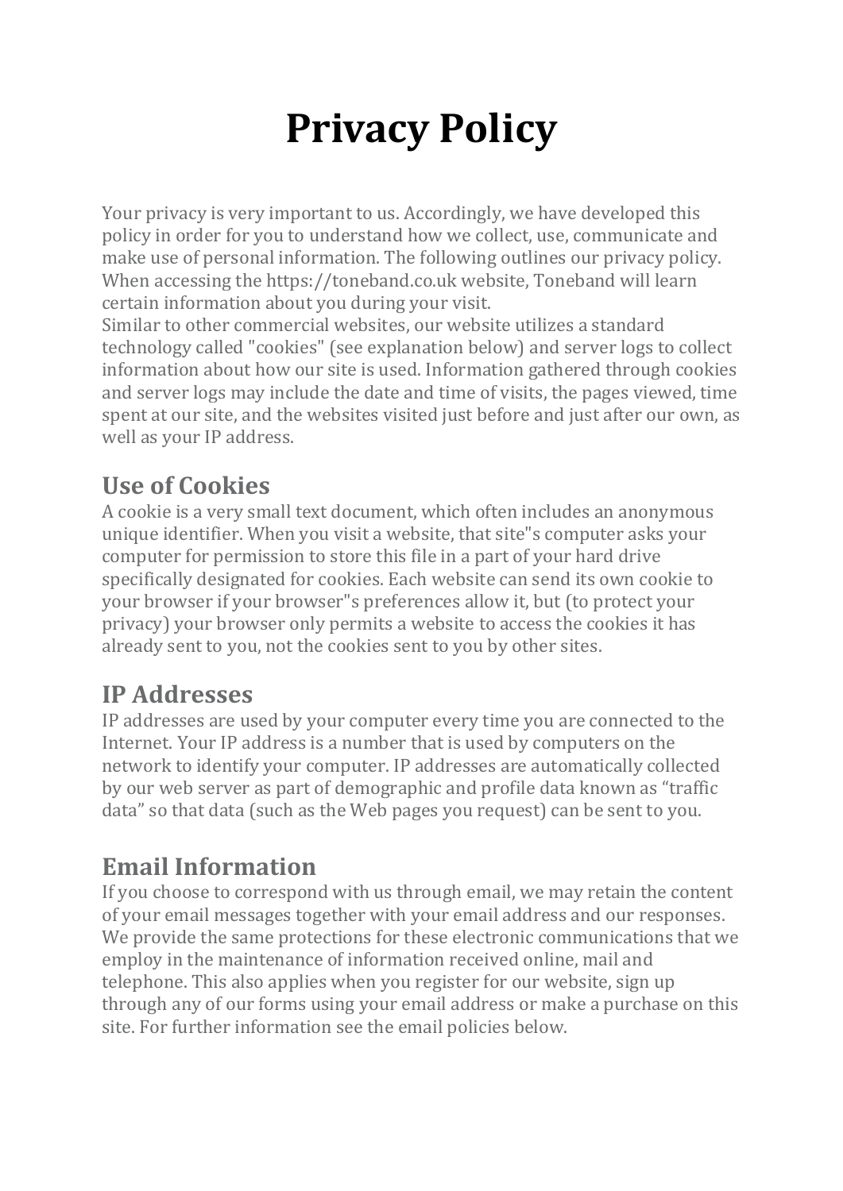# Privacy Policy

Your privacy is very important to us. Accordingly, we have developed this policy in order for you to understand how we collect, use, communicate and make use of personal information. The following outlines our privacy policy. When accessing the https://toneband.co.uk website, Toneband will learn certain information about you during your visit.
Similar to other commercial websites, our website utilizes a standard technology called "cookies" (see explanation below) and server logs to collect information about how our site is used. Information gathered through cookies and server logs may include the date and time of visits, the pages viewed, time spent at our site, and the websites visited just before and just after our own, as well as your IP address.

## Use of Cookies

A cookie is a very small text document, which often includes an anonymous unique identifier. When you visit a website, that site"s computer asks your computer for permission to store this file in a part of your hard drive specifically designated for cookies. Each website can send its own cookie to your browser if your browser"s preferences allow it, but (to protect your privacy) your browser only permits a website to access the cookies it has already sent to you, not the cookies sent to you by other sites.

## IP Addresses

IP addresses are used by your computer every time you are connected to the Internet. Your IP address is a number that is used by computers on the network to identify your computer. IP addresses are automatically collected by our web server as part of demographic and profile data known as “traffic data” so that data (such as the Web pages you request) can be sent to you.

## Email Information

If you choose to correspond with us through email, we may retain the content of your email messages together with your email address and our responses. We provide the same protections for these electronic communications that we employ in the maintenance of information received online, mail and telephone. This also applies when you register for our website, sign up through any of our forms using your email address or make a purchase on this site. For further information see the email policies below.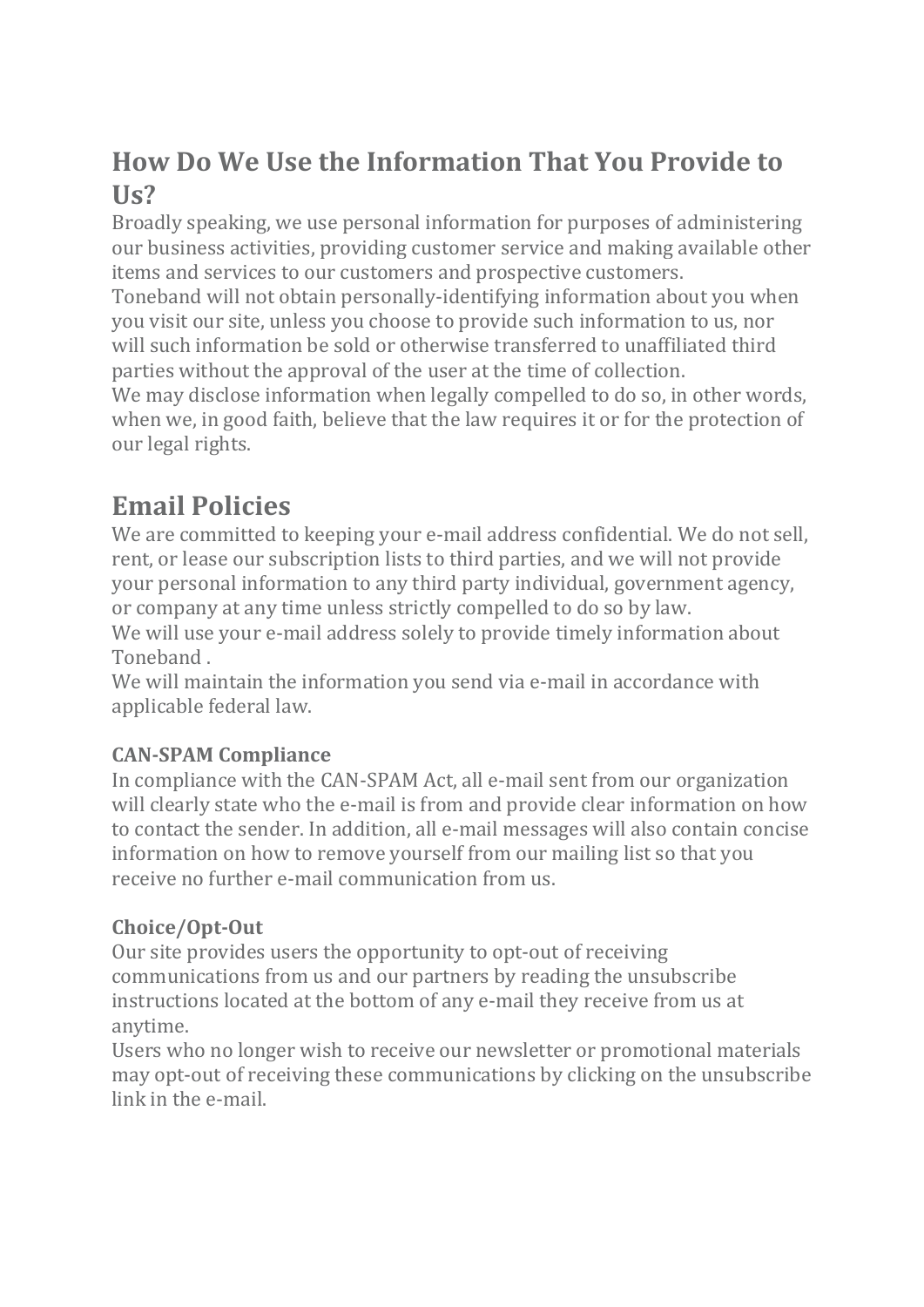## How Do We Use the Information That You Provide to Us?

Broadly speaking, we use personal information for purposes of administering our business activities, providing customer service and making available other items and services to our customers and prospective customers.

Toneband will not obtain personally-identifying information about you when you visit our site, unless you choose to provide such information to us, nor will such information be sold or otherwise transferred to unaffiliated third parties without the approval of the user at the time of collection.

We may disclose information when legally compelled to do so, in other words, when we, in good faith, believe that the law requires it or for the protection of our legal rights.

## Email Policies

We are committed to keeping your e-mail address confidential. We do not sell, rent, or lease our subscription lists to third parties, and we will not provide your personal information to any third party individual, government agency, or company at any time unless strictly compelled to do so by law.

We will use your e-mail address solely to provide timely information about Toneband .

We will maintain the information you send via e-mail in accordance with applicable federal law.

### CAN-SPAM Compliance

In compliance with the CAN-SPAM Act, all e-mail sent from our organization will clearly state who the e-mail is from and provide clear information on how to contact the sender. In addition, all e-mail messages will also contain concise information on how to remove yourself from our mailing list so that you receive no further e-mail communication from us.

### Choice/Opt-Out

Our site provides users the opportunity to opt-out of receiving communications from us and our partners by reading the unsubscribe instructions located at the bottom of any e-mail they receive from us at anytime.

Users who no longer wish to receive our newsletter or promotional materials may opt-out of receiving these communications by clicking on the unsubscribe link in the e-mail.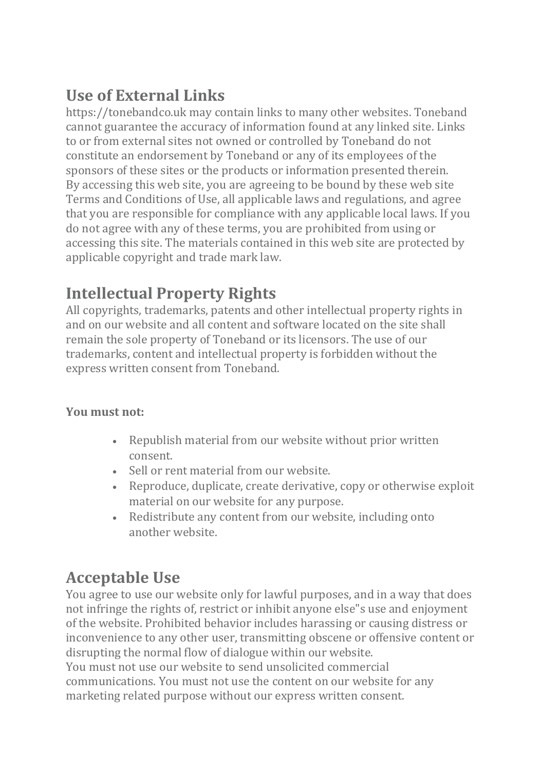## Use of External Links

https://tonebandco.uk may contain links to many other websites. Toneband cannot guarantee the accuracy of information found at any linked site. Links to or from external sites not owned or controlled by Toneband do not constitute an endorsement by Toneband or any of its employees of the sponsors of these sites or the products or information presented therein. By accessing this web site, you are agreeing to be bound by these web site Terms and Conditions of Use, all applicable laws and regulations, and agree that you are responsible for compliance with any applicable local laws. If you do not agree with any of these terms, you are prohibited from using or accessing this site. The materials contained in this web site are protected by applicable copyright and trade mark law.

## Intellectual Property Rights

All copyrights, trademarks, patents and other intellectual property rights in and on our website and all content and software located on the site shall remain the sole property of Toneband or its licensors. The use of our trademarks, content and intellectual property is forbidden without the express written consent from Toneband.

**You must not:**

- Republish material from our website without prior written consent.
- Sell or rent material from our website.
- Reproduce, duplicate, create derivative, copy or otherwise exploit material on our website for any purpose.
- Redistribute any content from our website, including onto another website.

## Acceptable Use

You agree to use our website only for lawful purposes, and in a way that does not infringe the rights of, restrict or inhibit anyone else"s use and enjoyment of the website. Prohibited behavior includes harassing or causing distress or inconvenience to any other user, transmitting obscene or offensive content or disrupting the normal flow of dialogue within our website.
You must not use our website to send unsolicited commercial communications. You must not use the content on our website for any marketing related purpose without our express written consent.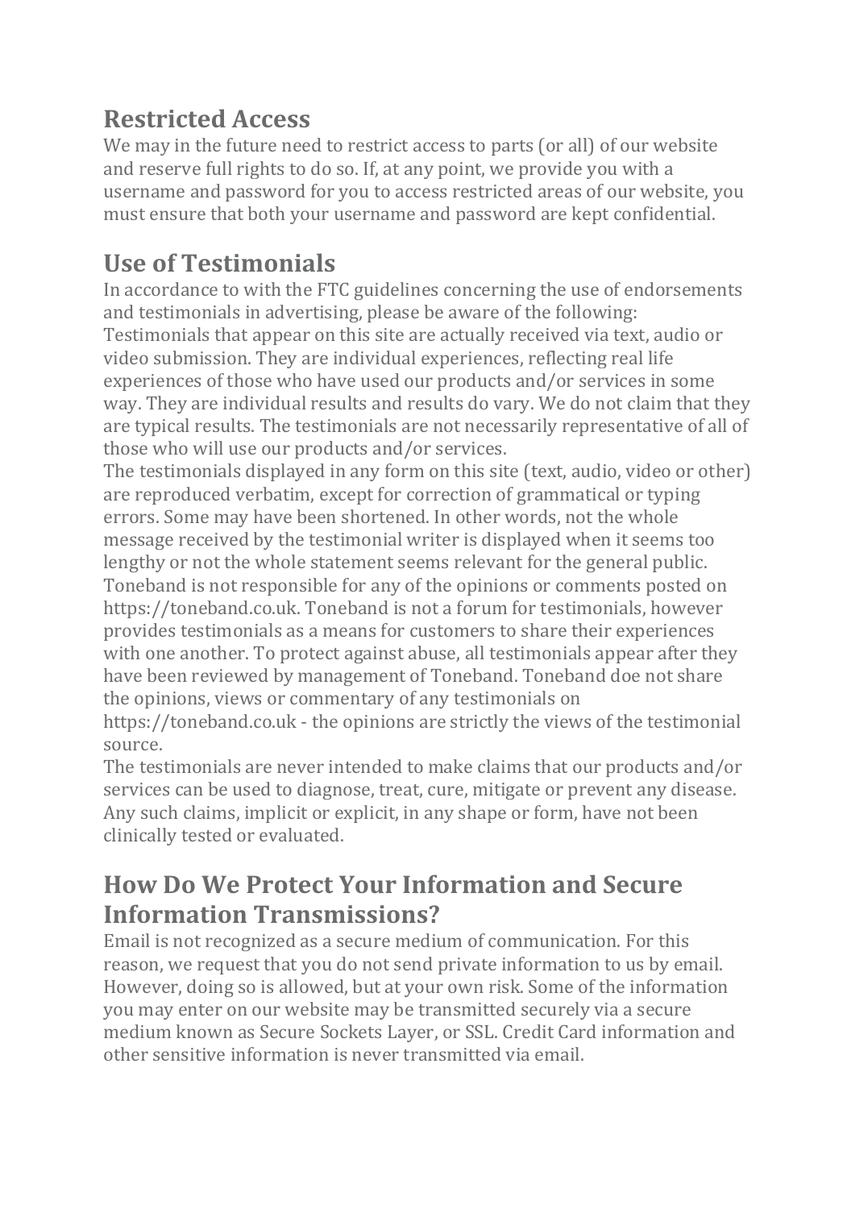## Restricted Access

We may in the future need to restrict access to parts (or all) of our website and reserve full rights to do so. If, at any point, we provide you with a username and password for you to access restricted areas of our website, you must ensure that both your username and password are kept confidential.

## Use of Testimonials

In accordance to with the FTC guidelines concerning the use of endorsements and testimonials in advertising, please be aware of the following:

Testimonials that appear on this site are actually received via text, audio or video submission. They are individual experiences, reflecting real life experiences of those who have used our products and/or services in some way. They are individual results and results do vary. We do not claim that they are typical results. The testimonials are not necessarily representative of all of those who will use our products and/or services.

The testimonials displayed in any form on this site (text, audio, video or other) are reproduced verbatim, except for correction of grammatical or typing errors. Some may have been shortened. In other words, not the whole message received by the testimonial writer is displayed when it seems too lengthy or not the whole statement seems relevant for the general public.

Toneband is not responsible for any of the opinions or comments posted on https://toneband.co.uk. Toneband is not a forum for testimonials, however provides testimonials as a means for customers to share their experiences with one another. To protect against abuse, all testimonials appear after they have been reviewed by management of Toneband. Toneband doe not share the opinions, views or commentary of any testimonials on https://toneband.co.uk - the opinions are strictly the views of the testimonial source.

The testimonials are never intended to make claims that our products and/or services can be used to diagnose, treat, cure, mitigate or prevent any disease. Any such claims, implicit or explicit, in any shape or form, have not been clinically tested or evaluated.

## How Do We Protect Your Information and Secure Information Transmissions?

Email is not recognized as a secure medium of communication. For this reason, we request that you do not send private information to us by email. However, doing so is allowed, but at your own risk. Some of the information you may enter on our website may be transmitted securely via a secure medium known as Secure Sockets Layer, or SSL. Credit Card information and other sensitive information is never transmitted via email.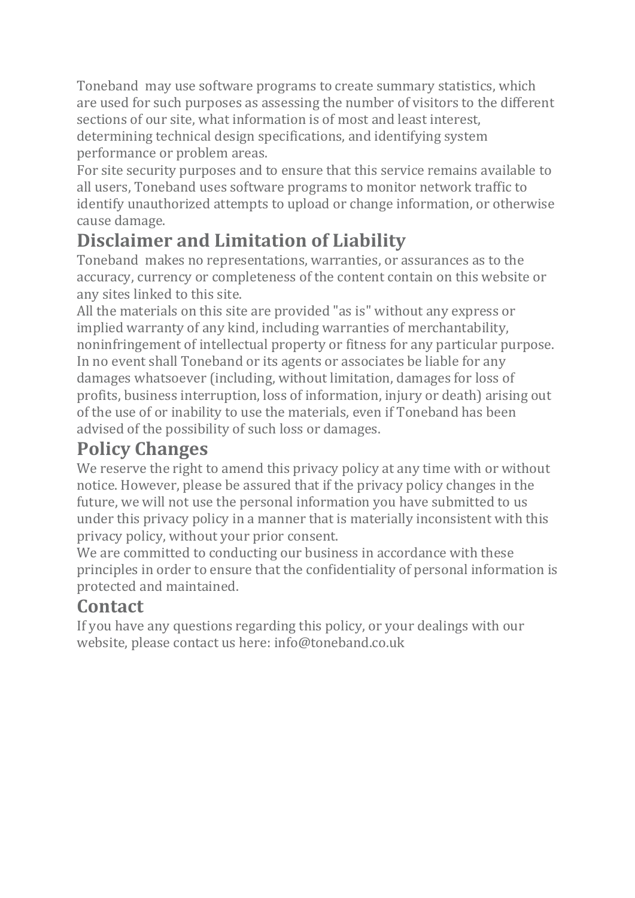Toneband may use software programs to create summary statistics, which are used for such purposes as assessing the number of visitors to the different sections of our site, what information is of most and least interest, determining technical design specifications, and identifying system performance or problem areas.

For site security purposes and to ensure that this service remains available to all users, Toneband uses software programs to monitor network traffic to identify unauthorized attempts to upload or change information, or otherwise cause damage.

## Disclaimer and Limitation of Liability

Toneband makes no representations, warranties, or assurances as to the accuracy, currency or completeness of the content contain on this website or any sites linked to this site.

All the materials on this site are provided "as is" without any express or implied warranty of any kind, including warranties of merchantability, noninfringement of intellectual property or fitness for any particular purpose. In no event shall Toneband or its agents or associates be liable for any damages whatsoever (including, without limitation, damages for loss of profits, business interruption, loss of information, injury or death) arising out of the use of or inability to use the materials, even if Toneband has been advised of the possibility of such loss or damages.

## Policy Changes

We reserve the right to amend this privacy policy at any time with or without notice. However, please be assured that if the privacy policy changes in the future, we will not use the personal information you have submitted to us under this privacy policy in a manner that is materially inconsistent with this privacy policy, without your prior consent.

We are committed to conducting our business in accordance with these principles in order to ensure that the confidentiality of personal information is protected and maintained.

## Contact

If you have any questions regarding this policy, or your dealings with our website, please contact us here: info@toneband.co.uk